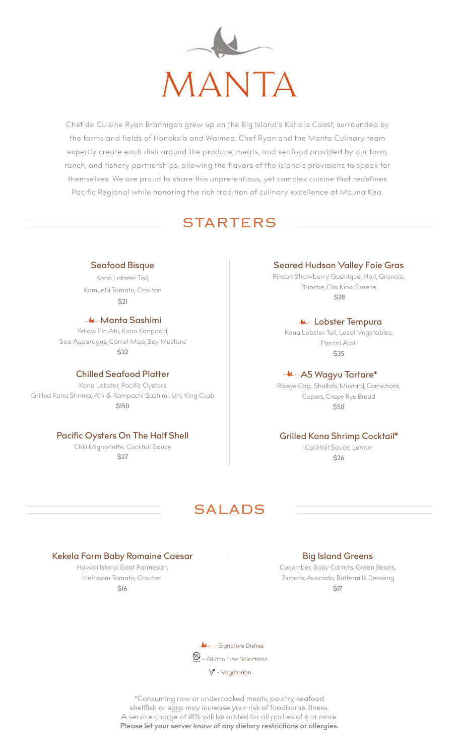# MANTA

Chef de Cuisine Ryan Brannigan grew up on the Big Island's Kohala Coast, surrounded by the farms and fields of Honoka'a and Waimea. Chef Ryan and the Manta Culinary team expertly create each dish around the produce, meats, and seafood provided by our farm, ranch, and fishery partnerships, allowing the flavors of the island's provisions to speak for themselves. We are proud to share this unpretentious, yet complex cuisine that redefines Pacific Regional while honoring the rich tradition of culinary excellence at Mauna Kea.

## STARTERS

### Seafood Bisque
Kona Lobster Tail, Kamuela Tomato, Crouton
**$21**

### Manta Sashimi
Yellow Fin Ahi, Kona Kanpachi, Sea Asparagus, Carrot Miso, Soy Mustard
**$32**

### Chilled Seafood Platter
Kona Lobster, Pacific Oysters
Grilled Kona Shrimp, Ahi & Kampachi Sashimi, Uni, King Crab
**$150**

### Pacific Oysters On The Half Shell
Chili Mignonette, Cocktail Sauce
**$27**

### Seared Hudson Valley Foie Gras
Rincon Strawberry Gastrique, Nori, Granola, Brioche, Ola Kino Greens
**$28**

### Lobster Tempura
Kona Lobster Tail, Local Vegetables, Porcini Aioli
**$35**

### A5 Wagyu Tartare*
Ribeye Cap, Shallots, Mustard, Cornichons, Capers, Crispy Rye Bread
**$50**

### Grilled Kona Shrimp Cocktail*
Cocktail Sauce, Lemon
**$26**

## SALADS

### Kekela Farm Baby Romaine Caesar
Hawaii Island Goat Parmesan, Heirloom Tomato, Crouton
**$16**

### Big Island Greens
Cucumber, Baby Carrots, Green Beans, Tomato, Avocado, Buttermilk Dressing
**$17**

- Signature Dishes
- Gluten Free Selections
- Vegetarian

*Consuming raw or undercooked meats, poultry, seafood shellfish or eggs may increase your risk of foodborne illness.
A service charge of 18% will be added for all parties of 6 or more.
**Please let your server know of any dietary restrictions or allergies.**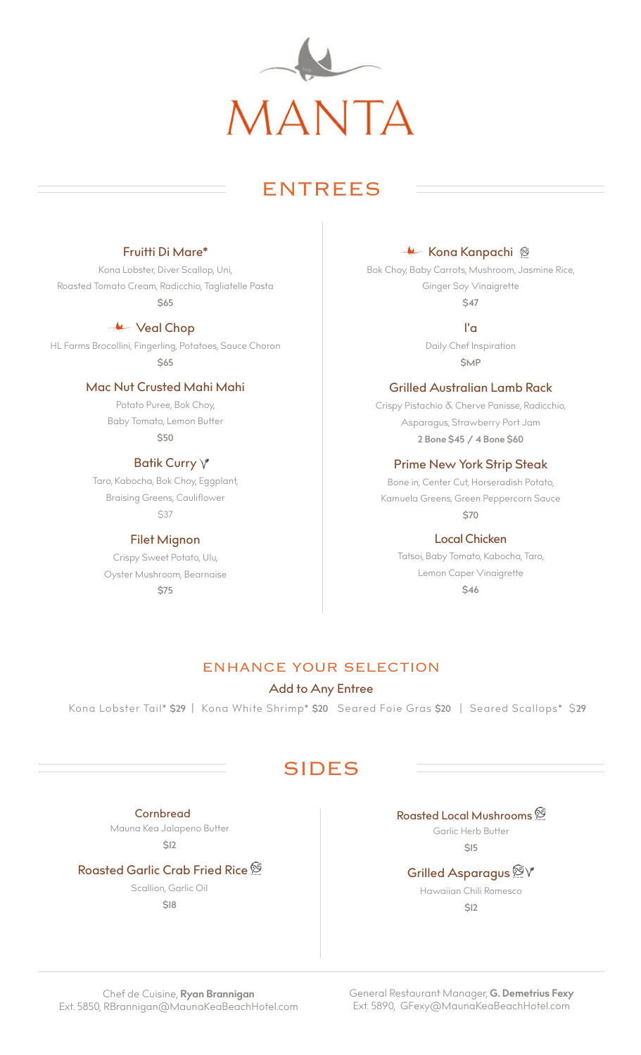# MANTA

## ENTREES

### Fruitti Di Mare*
Kona Lobster, Diver Scallop, Uni, Roasted Tomato Cream, Radicchio, Tagliatelle Pasta
**$65**

### Veal Chop
HL Farms Brocollini, Fingerling, Potatoes, Sauce Choron
**$65**

### Mac Nut Crusted Mahi Mahi
Potato Puree, Bok Choy, Baby Tomato, Lemon Butter
**$50**

### Batik Curry
Taro, Kabocha, Bok Choy, Eggplant, Braising Greens, Cauliflower
$37

### Filet Mignon
Crispy Sweet Potato, Ulu, Oyster Mushroom, Bearnaise
**$75**

### Kona Kanpachi
Bok Choy, Baby Carrots, Mushroom, Jasmine Rice, Ginger Soy Vinaigrette
**$47**

### I'a
Daily Chef Inspiration
**$MP**

### Grilled Australian Lamb Rack
Crispy Pistachio & Cherve Panisse, Radicchio, Asparagus, Strawberry Port Jam
**2 Bone $45 / 4 Bone $60**

### Prime New York Strip Steak
Bone in, Center Cut, Horseradish Potato, Kamuela Greens, Green Peppercorn Sauce
**$70**

### Local Chicken
Tatsoi, Baby Tomato, Kabocha, Taro, Lemon Caper Vinaigrette
**$46**

## ENHANCE YOUR SELECTION

### Add to Any Entree
Kona Lobster Tail* **$29** | Kona White Shrimp* **$20** Seared Foie Gras **$20** | Seared Scallops* $**29**

## SIDES

### Cornbread
Mauna Kea Jalapeno Butter
**$12**

### Roasted Garlic Crab Fried Rice
Scallion, Garlic Oil
**$18**

### Roasted Local Mushrooms
Garlic Herb Butter
**$15**

### Grilled Asparagus
Hawaiian Chili Romesco
**$12**

Chef de Cuisine, **Ryan Brannigan**
Ext. 5850, RBrannigan@MaunaKeaBeachHotel.com

General Restaurant Manager, **G. Demetrius Fexy**
Ext. 5890, GFexy@MaunaKeaBeachHotel.com